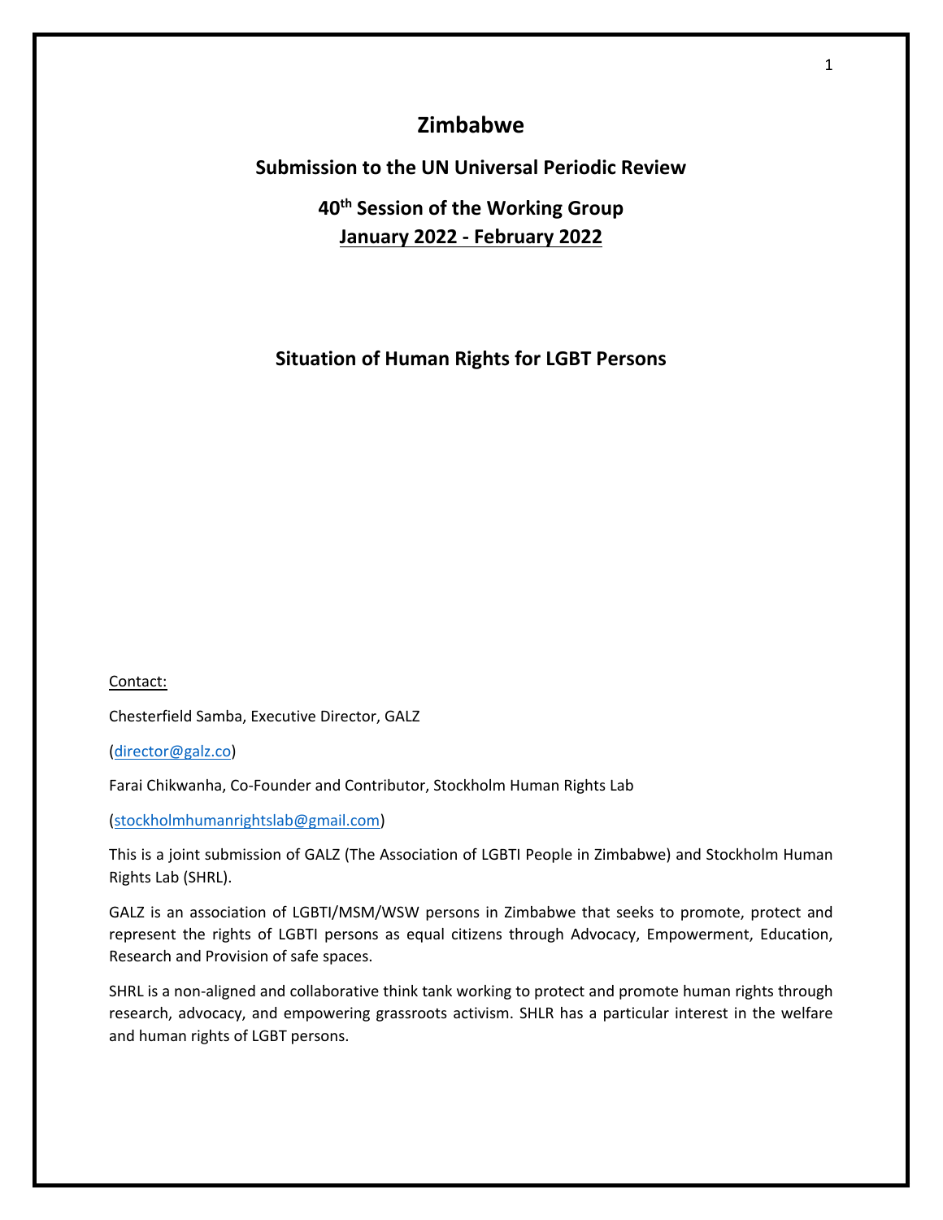# Zimbabwe

## Submission to the UN Universal Periodic Review

## 40th Session of the Working Group

## January 2022 - February 2022

## Situation of Human Rights for LGBT Persons

Contact:

Chesterfield Samba, Executive Director, GALZ

(director@galz.co)

Farai Chikwanha, Co-Founder and Contributor, Stockholm Human Rights Lab

(stockholmhumanrightslab@gmail.com)

This is a joint submission of GALZ (The Association of LGBTI People in Zimbabwe) and Stockholm Human Rights Lab (SHRL).

GALZ is an association of LGBTI/MSM/WSW persons in Zimbabwe that seeks to promote, protect and represent the rights of LGBTI persons as equal citizens through Advocacy, Empowerment, Education, Research and Provision of safe spaces.

SHRL is a non-aligned and collaborative think tank working to protect and promote human rights through research, advocacy, and empowering grassroots activism. SHLR has a particular interest in the welfare and human rights of LGBT persons.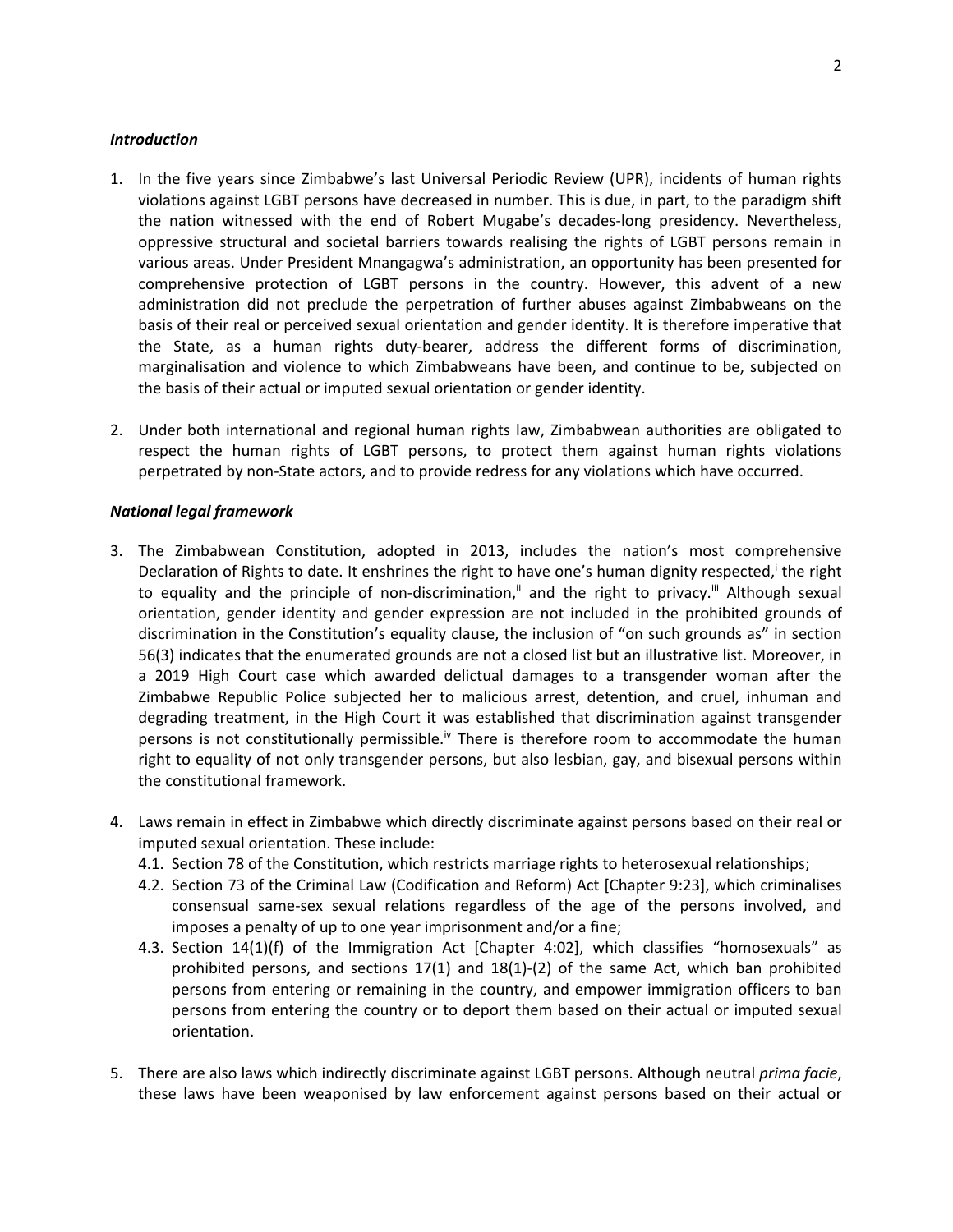***Introduction***

1. In the five years since Zimbabwe's last Universal Periodic Review (UPR), incidents of human rights violations against LGBT persons have decreased in number. This is due, in part, to the paradigm shift the nation witnessed with the end of Robert Mugabe's decades-long presidency. Nevertheless, oppressive structural and societal barriers towards realising the rights of LGBT persons remain in various areas. Under President Mnangagwa's administration, an opportunity has been presented for comprehensive protection of LGBT persons in the country. However, this advent of a new administration did not preclude the perpetration of further abuses against Zimbabweans on the basis of their real or perceived sexual orientation and gender identity. It is therefore imperative that the State, as a human rights duty-bearer, address the different forms of discrimination, marginalisation and violence to which Zimbabweans have been, and continue to be, subjected on the basis of their actual or imputed sexual orientation or gender identity.

2. Under both international and regional human rights law, Zimbabwean authorities are obligated to respect the human rights of LGBT persons, to protect them against human rights violations perpetrated by non-State actors, and to provide redress for any violations which have occurred.

***National legal framework***

3. The Zimbabwean Constitution, adopted in 2013, includes the nation's most comprehensive Declaration of Rights to date. It enshrines the right to have one's human dignity respected,[i] the right to equality and the principle of non-discrimination,[ii] and the right to privacy.[iii] Although sexual orientation, gender identity and gender expression are not included in the prohibited grounds of discrimination in the Constitution's equality clause, the inclusion of "on such grounds as" in section 56(3) indicates that the enumerated grounds are not a closed list but an illustrative list. Moreover, in a 2019 High Court case which awarded delictual damages to a transgender woman after the Zimbabwe Republic Police subjected her to malicious arrest, detention, and cruel, inhuman and degrading treatment, in the High Court it was established that discrimination against transgender persons is not constitutionally permissible.[iv] There is therefore room to accommodate the human right to equality of not only transgender persons, but also lesbian, gay, and bisexual persons within the constitutional framework.

4. Laws remain in effect in Zimbabwe which directly discriminate against persons based on their real or imputed sexual orientation. These include:
   4.1. Section 78 of the Constitution, which restricts marriage rights to heterosexual relationships;
   4.2. Section 73 of the Criminal Law (Codification and Reform) Act [Chapter 9:23], which criminalises consensual same-sex sexual relations regardless of the age of the persons involved, and imposes a penalty of up to one year imprisonment and/or a fine;
   4.3. Section 14(1)(f) of the Immigration Act [Chapter 4:02], which classifies "homosexuals" as prohibited persons, and sections 17(1) and 18(1)-(2) of the same Act, which ban prohibited persons from entering or remaining in the country, and empower immigration officers to ban persons from entering the country or to deport them based on their actual or imputed sexual orientation.

5. There are also laws which indirectly discriminate against LGBT persons. Although neutral *prima facie*, these laws have been weaponised by law enforcement against persons based on their actual or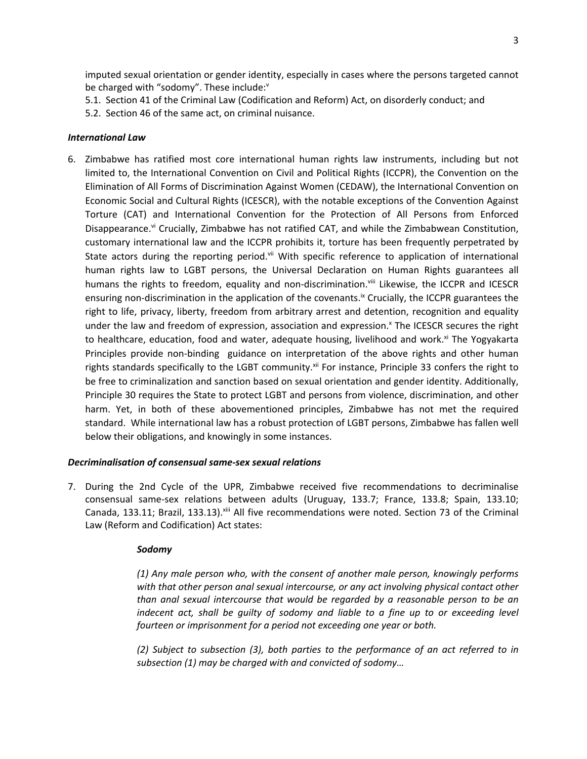imputed sexual orientation or gender identity, especially in cases where the persons targeted cannot be charged with "sodomy". These include:[v]

5.1. Section 41 of the Criminal Law (Codification and Reform) Act, on disorderly conduct; and

5.2. Section 46 of the same act, on criminal nuisance.

***International Law***

6. Zimbabwe has ratified most core international human rights law instruments, including but not limited to, the International Convention on Civil and Political Rights (ICCPR), the Convention on the Elimination of All Forms of Discrimination Against Women (CEDAW), the International Convention on Economic Social and Cultural Rights (ICESCR), with the notable exceptions of the Convention Against Torture (CAT) and International Convention for the Protection of All Persons from Enforced Disappearance.[vi] Crucially, Zimbabwe has not ratified CAT, and while the Zimbabwean Constitution, customary international law and the ICCPR prohibits it, torture has been frequently perpetrated by State actors during the reporting period.[vii] With specific reference to application of international human rights law to LGBT persons, the Universal Declaration on Human Rights guarantees all humans the rights to freedom, equality and non-discrimination.[viii] Likewise, the ICCPR and ICESCR ensuring non-discrimination in the application of the covenants.[ix] Crucially, the ICCPR guarantees the right to life, privacy, liberty, freedom from arbitrary arrest and detention, recognition and equality under the law and freedom of expression, association and expression.[x] The ICESCR secures the right to healthcare, education, food and water, adequate housing, livelihood and work.[xi] The Yogyakarta Principles provide non-binding guidance on interpretation of the above rights and other human rights standards specifically to the LGBT community.[xii] For instance, Principle 33 confers the right to be free to criminalization and sanction based on sexual orientation and gender identity. Additionally, Principle 30 requires the State to protect LGBT and persons from violence, discrimination, and other harm. Yet, in both of these abovementioned principles, Zimbabwe has not met the required standard. While international law has a robust protection of LGBT persons, Zimbabwe has fallen well below their obligations, and knowingly in some instances.

***Decriminalisation of consensual same-sex sexual relations***

7. During the 2nd Cycle of the UPR, Zimbabwe received five recommendations to decriminalise consensual same-sex relations between adults (Uruguay, 133.7; France, 133.8; Spain, 133.10; Canada, 133.11; Brazil, 133.13).[xiii] All five recommendations were noted. Section 73 of the Criminal Law (Reform and Codification) Act states:

> ***Sodomy***
>
> *(1) Any male person who, with the consent of another male person, knowingly performs with that other person anal sexual intercourse, or any act involving physical contact other than anal sexual intercourse that would be regarded by a reasonable person to be an indecent act, shall be guilty of sodomy and liable to a fine up to or exceeding level fourteen or imprisonment for a period not exceeding one year or both.*
>
> *(2) Subject to subsection (3), both parties to the performance of an act referred to in subsection (1) may be charged with and convicted of sodomy…*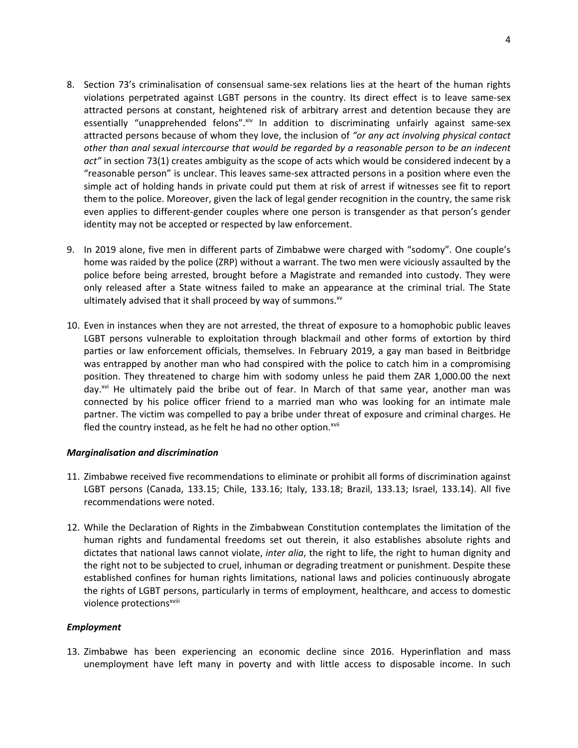8. Section 73's criminalisation of consensual same-sex relations lies at the heart of the human rights violations perpetrated against LGBT persons in the country. Its direct effect is to leave same-sex attracted persons at constant, heightened risk of arbitrary arrest and detention because they are essentially "unapprehended felons".[xiv] In addition to discriminating unfairly against same-sex attracted persons because of whom they love, the inclusion of *"or any act involving physical contact other than anal sexual intercourse that would be regarded by a reasonable person to be an indecent act"* in section 73(1) creates ambiguity as the scope of acts which would be considered indecent by a "reasonable person" is unclear. This leaves same-sex attracted persons in a position where even the simple act of holding hands in private could put them at risk of arrest if witnesses see fit to report them to the police. Moreover, given the lack of legal gender recognition in the country, the same risk even applies to different-gender couples where one person is transgender as that person's gender identity may not be accepted or respected by law enforcement.

9. In 2019 alone, five men in different parts of Zimbabwe were charged with "sodomy". One couple's home was raided by the police (ZRP) without a warrant. The two men were viciously assaulted by the police before being arrested, brought before a Magistrate and remanded into custody. They were only released after a State witness failed to make an appearance at the criminal trial. The State ultimately advised that it shall proceed by way of summons.[xv]

10. Even in instances when they are not arrested, the threat of exposure to a homophobic public leaves LGBT persons vulnerable to exploitation through blackmail and other forms of extortion by third parties or law enforcement officials, themselves. In February 2019, a gay man based in Beitbridge was entrapped by another man who had conspired with the police to catch him in a compromising position. They threatened to charge him with sodomy unless he paid them ZAR 1,000.00 the next day.[xvi] He ultimately paid the bribe out of fear. In March of that same year, another man was connected by his police officer friend to a married man who was looking for an intimate male partner. The victim was compelled to pay a bribe under threat of exposure and criminal charges. He fled the country instead, as he felt he had no other option.[xvii]

***Marginalisation and discrimination***

11. Zimbabwe received five recommendations to eliminate or prohibit all forms of discrimination against LGBT persons (Canada, 133.15; Chile, 133.16; Italy, 133.18; Brazil, 133.13; Israel, 133.14). All five recommendations were noted.

12. While the Declaration of Rights in the Zimbabwean Constitution contemplates the limitation of the human rights and fundamental freedoms set out therein, it also establishes absolute rights and dictates that national laws cannot violate, *inter alia*, the right to life, the right to human dignity and the right not to be subjected to cruel, inhuman or degrading treatment or punishment. Despite these established confines for human rights limitations, national laws and policies continuously abrogate the rights of LGBT persons, particularly in terms of employment, healthcare, and access to domestic violence protections[xviii]

***Employment***

13. Zimbabwe has been experiencing an economic decline since 2016. Hyperinflation and mass unemployment have left many in poverty and with little access to disposable income. In such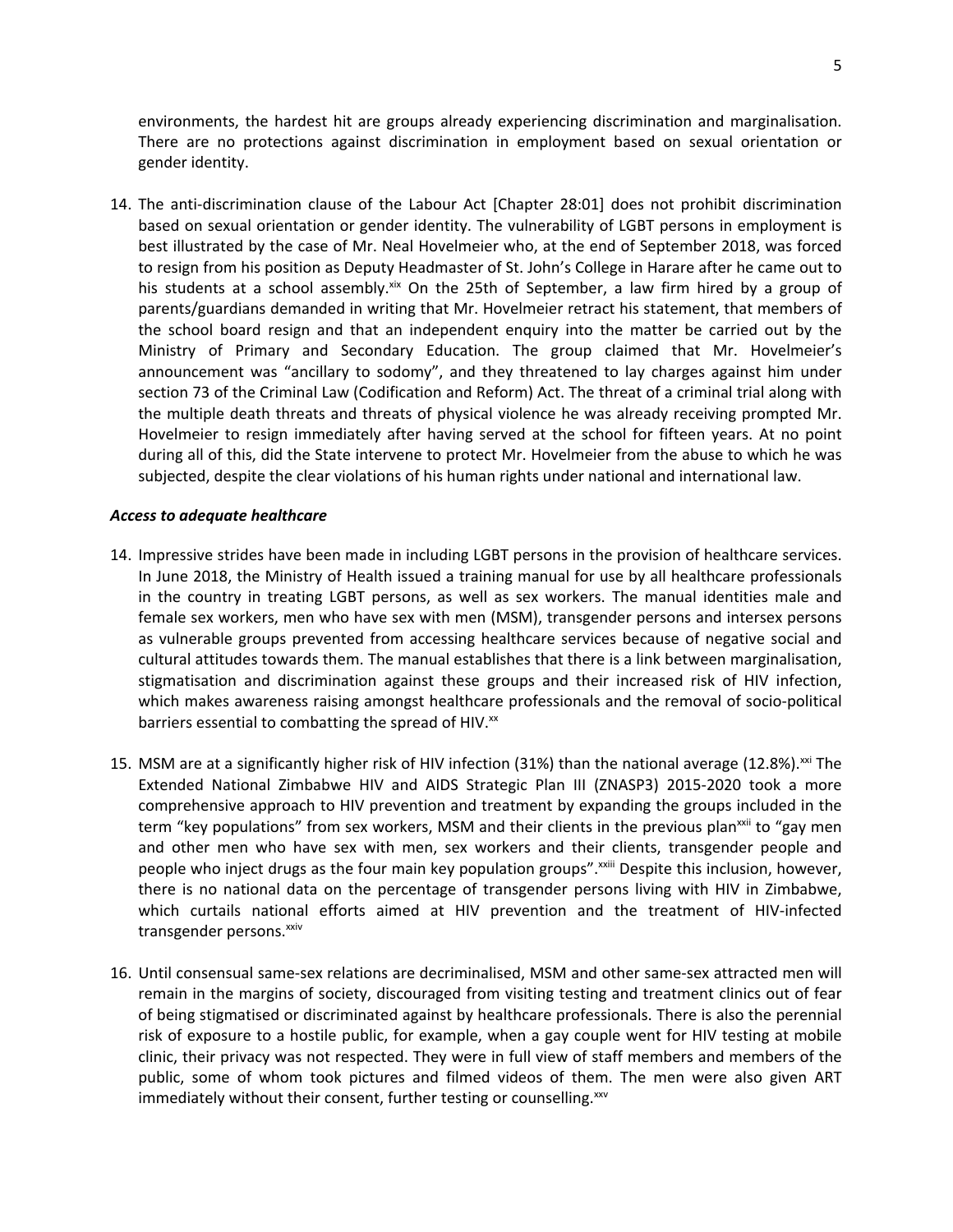environments, the hardest hit are groups already experiencing discrimination and marginalisation. There are no protections against discrimination in employment based on sexual orientation or gender identity.

14. The anti-discrimination clause of the Labour Act [Chapter 28:01] does not prohibit discrimination based on sexual orientation or gender identity. The vulnerability of LGBT persons in employment is best illustrated by the case of Mr. Neal Hovelmeier who, at the end of September 2018, was forced to resign from his position as Deputy Headmaster of St. John's College in Harare after he came out to his students at a school assembly.[xix] On the 25th of September, a law firm hired by a group of parents/guardians demanded in writing that Mr. Hovelmeier retract his statement, that members of the school board resign and that an independent enquiry into the matter be carried out by the Ministry of Primary and Secondary Education. The group claimed that Mr. Hovelmeier's announcement was "ancillary to sodomy", and they threatened to lay charges against him under section 73 of the Criminal Law (Codification and Reform) Act. The threat of a criminal trial along with the multiple death threats and threats of physical violence he was already receiving prompted Mr. Hovelmeier to resign immediately after having served at the school for fifteen years. At no point during all of this, did the State intervene to protect Mr. Hovelmeier from the abuse to which he was subjected, despite the clear violations of his human rights under national and international law.

***Access to adequate healthcare***

14. Impressive strides have been made in including LGBT persons in the provision of healthcare services. In June 2018, the Ministry of Health issued a training manual for use by all healthcare professionals in the country in treating LGBT persons, as well as sex workers. The manual identities male and female sex workers, men who have sex with men (MSM), transgender persons and intersex persons as vulnerable groups prevented from accessing healthcare services because of negative social and cultural attitudes towards them. The manual establishes that there is a link between marginalisation, stigmatisation and discrimination against these groups and their increased risk of HIV infection, which makes awareness raising amongst healthcare professionals and the removal of socio-political barriers essential to combatting the spread of HIV.[xx]

15. MSM are at a significantly higher risk of HIV infection (31%) than the national average (12.8%).[xxi] The Extended National Zimbabwe HIV and AIDS Strategic Plan III (ZNASP3) 2015-2020 took a more comprehensive approach to HIV prevention and treatment by expanding the groups included in the term "key populations" from sex workers, MSM and their clients in the previous plan[xxii] to "gay men and other men who have sex with men, sex workers and their clients, transgender people and people who inject drugs as the four main key population groups".[xxiii] Despite this inclusion, however, there is no national data on the percentage of transgender persons living with HIV in Zimbabwe, which curtails national efforts aimed at HIV prevention and the treatment of HIV-infected transgender persons.[xxiv]

16. Until consensual same-sex relations are decriminalised, MSM and other same-sex attracted men will remain in the margins of society, discouraged from visiting testing and treatment clinics out of fear of being stigmatised or discriminated against by healthcare professionals. There is also the perennial risk of exposure to a hostile public, for example, when a gay couple went for HIV testing at mobile clinic, their privacy was not respected. They were in full view of staff members and members of the public, some of whom took pictures and filmed videos of them. The men were also given ART immediately without their consent, further testing or counselling.[xxv]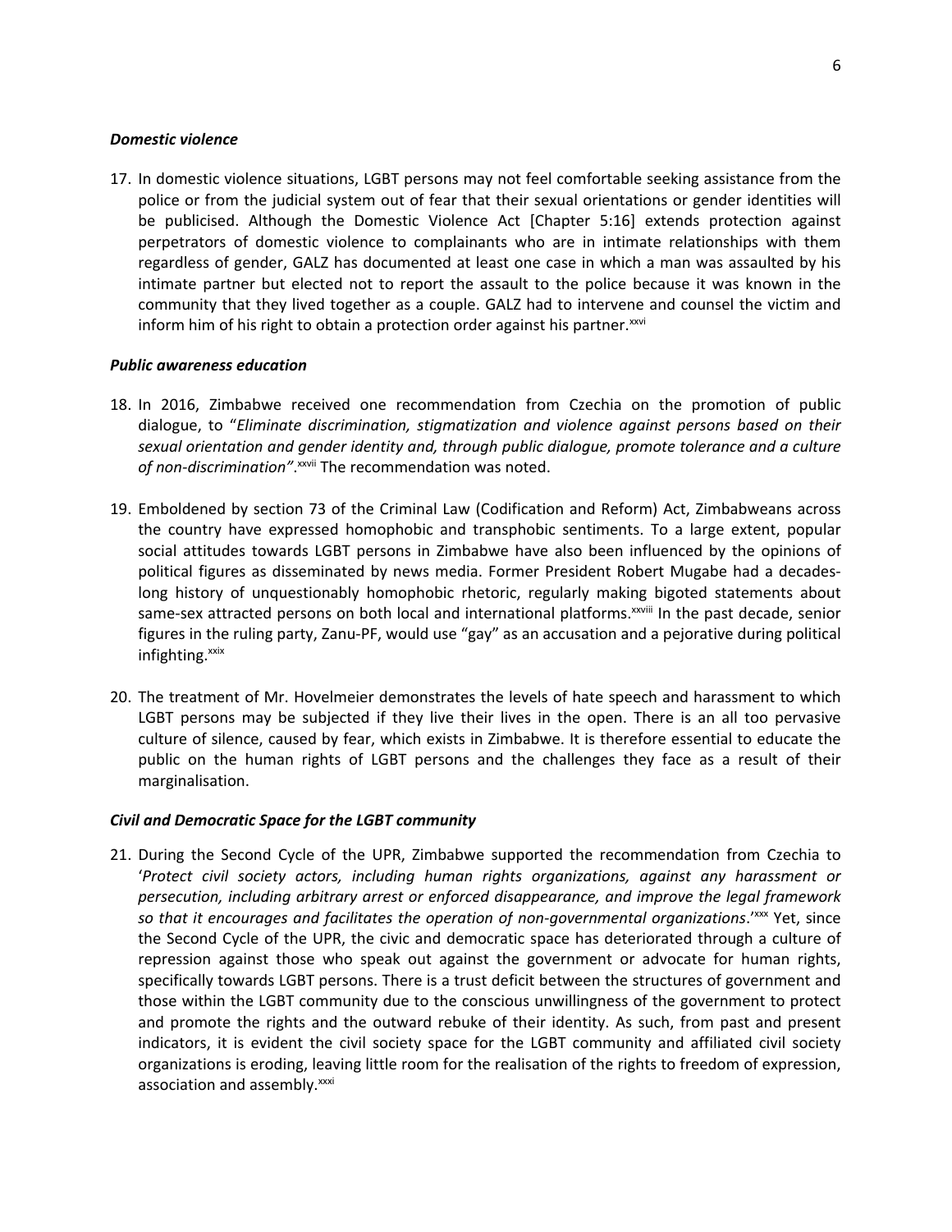***Domestic violence***

17. In domestic violence situations, LGBT persons may not feel comfortable seeking assistance from the police or from the judicial system out of fear that their sexual orientations or gender identities will be publicised. Although the Domestic Violence Act [Chapter 5:16] extends protection against perpetrators of domestic violence to complainants who are in intimate relationships with them regardless of gender, GALZ has documented at least one case in which a man was assaulted by his intimate partner but elected not to report the assault to the police because it was known in the community that they lived together as a couple. GALZ had to intervene and counsel the victim and inform him of his right to obtain a protection order against his partner.[xxvi]

***Public awareness education***

18. In 2016, Zimbabwe received one recommendation from Czechia on the promotion of public dialogue, to "*Eliminate discrimination, stigmatization and violence against persons based on their sexual orientation and gender identity and, through public dialogue, promote tolerance and a culture of non-discrimination"*.[xxvii] The recommendation was noted.

19. Emboldened by section 73 of the Criminal Law (Codification and Reform) Act, Zimbabweans across the country have expressed homophobic and transphobic sentiments. To a large extent, popular social attitudes towards LGBT persons in Zimbabwe have also been influenced by the opinions of political figures as disseminated by news media. Former President Robert Mugabe had a decades-long history of unquestionably homophobic rhetoric, regularly making bigoted statements about same-sex attracted persons on both local and international platforms.[xxviii] In the past decade, senior figures in the ruling party, Zanu-PF, would use "gay" as an accusation and a pejorative during political infighting.[xxix]

20. The treatment of Mr. Hovelmeier demonstrates the levels of hate speech and harassment to which LGBT persons may be subjected if they live their lives in the open. There is an all too pervasive culture of silence, caused by fear, which exists in Zimbabwe. It is therefore essential to educate the public on the human rights of LGBT persons and the challenges they face as a result of their marginalisation.

***Civil and Democratic Space for the LGBT community***

21. During the Second Cycle of the UPR, Zimbabwe supported the recommendation from Czechia to '*Protect civil society actors, including human rights organizations, against any harassment or persecution, including arbitrary arrest or enforced disappearance, and improve the legal framework so that it encourages and facilitates the operation of non-governmental organizations*.'[xxx] Yet, since the Second Cycle of the UPR, the civic and democratic space has deteriorated through a culture of repression against those who speak out against the government or advocate for human rights, specifically towards LGBT persons. There is a trust deficit between the structures of government and those within the LGBT community due to the conscious unwillingness of the government to protect and promote the rights and the outward rebuke of their identity. As such, from past and present indicators, it is evident the civil society space for the LGBT community and affiliated civil society organizations is eroding, leaving little room for the realisation of the rights to freedom of expression, association and assembly.[xxxi]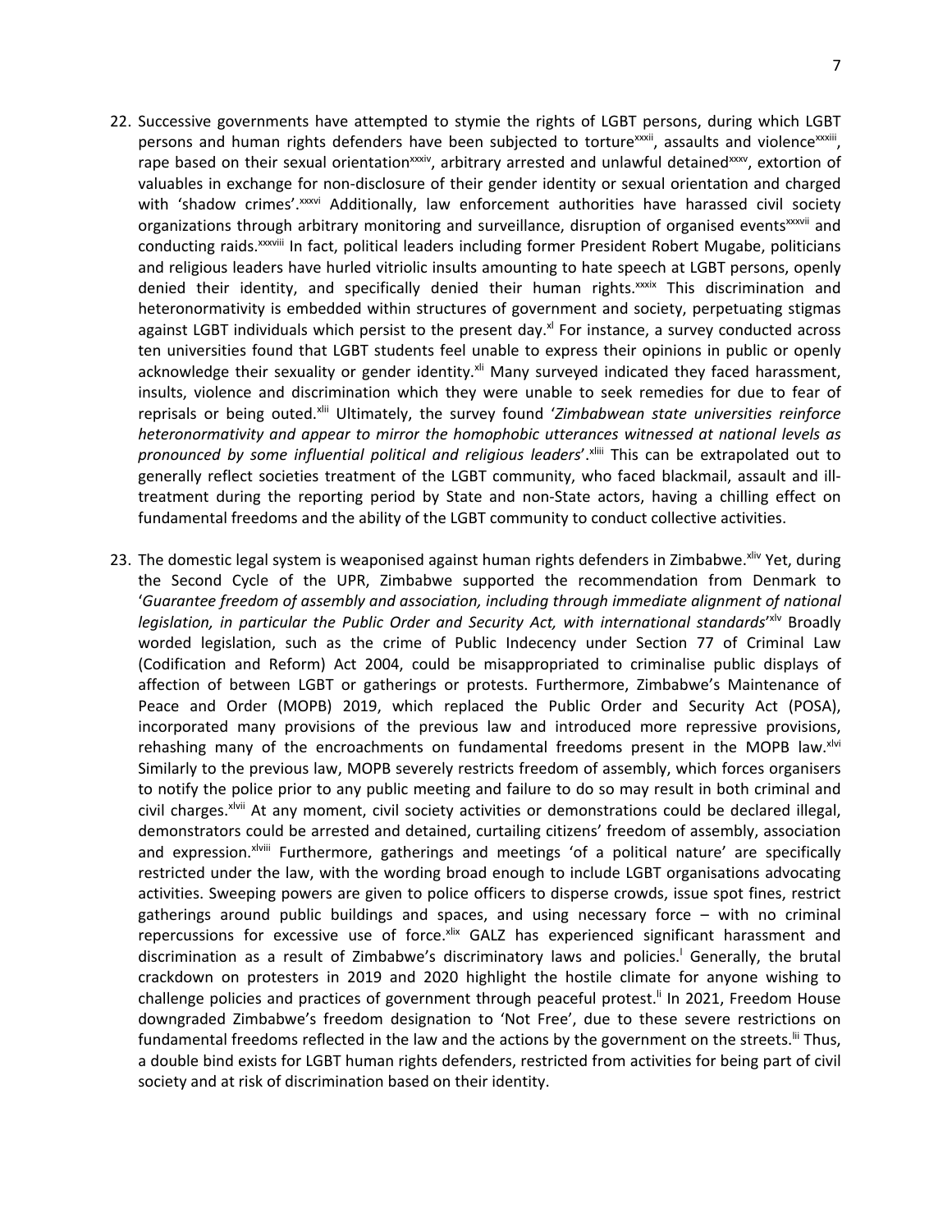22. Successive governments have attempted to stymie the rights of LGBT persons, during which LGBT persons and human rights defenders have been subjected to torture[xxxii], assaults and violence[xxxiii], rape based on their sexual orientation[xxxiv], arbitrary arrested and unlawful detained[xxxv], extortion of valuables in exchange for non-disclosure of their gender identity or sexual orientation and charged with 'shadow crimes'.[xxxvi] Additionally, law enforcement authorities have harassed civil society organizations through arbitrary monitoring and surveillance, disruption of organised events[xxxvii] and conducting raids.[xxxviii] In fact, political leaders including former President Robert Mugabe, politicians and religious leaders have hurled vitriolic insults amounting to hate speech at LGBT persons, openly denied their identity, and specifically denied their human rights.[xxxix] This discrimination and heteronormativity is embedded within structures of government and society, perpetuating stigmas against LGBT individuals which persist to the present day.[xl] For instance, a survey conducted across ten universities found that LGBT students feel unable to express their opinions in public or openly acknowledge their sexuality or gender identity.[xli] Many surveyed indicated they faced harassment, insults, violence and discrimination which they were unable to seek remedies for due to fear of reprisals or being outed.[xlii] Ultimately, the survey found '*Zimbabwean state universities reinforce heteronormativity and appear to mirror the homophobic utterances witnessed at national levels as pronounced by some influential political and religious leaders*'.[xliii] This can be extrapolated out to generally reflect societies treatment of the LGBT community, who faced blackmail, assault and ill-treatment during the reporting period by State and non-State actors, having a chilling effect on fundamental freedoms and the ability of the LGBT community to conduct collective activities.

23. The domestic legal system is weaponised against human rights defenders in Zimbabwe.[xliv] Yet, during the Second Cycle of the UPR, Zimbabwe supported the recommendation from Denmark to '*Guarantee freedom of assembly and association, including through immediate alignment of national legislation, in particular the Public Order and Security Act, with international standards*'[xlv] Broadly worded legislation, such as the crime of Public Indecency under Section 77 of Criminal Law (Codification and Reform) Act 2004, could be misappropriated to criminalise public displays of affection of between LGBT or gatherings or protests. Furthermore, Zimbabwe's Maintenance of Peace and Order (MOPB) 2019, which replaced the Public Order and Security Act (POSA), incorporated many provisions of the previous law and introduced more repressive provisions, rehashing many of the encroachments on fundamental freedoms present in the MOPB law.[xlvi] Similarly to the previous law, MOPB severely restricts freedom of assembly, which forces organisers to notify the police prior to any public meeting and failure to do so may result in both criminal and civil charges.[xlvii] At any moment, civil society activities or demonstrations could be declared illegal, demonstrators could be arrested and detained, curtailing citizens' freedom of assembly, association and expression.[xlviii] Furthermore, gatherings and meetings 'of a political nature' are specifically restricted under the law, with the wording broad enough to include LGBT organisations advocating activities. Sweeping powers are given to police officers to disperse crowds, issue spot fines, restrict gatherings around public buildings and spaces, and using necessary force – with no criminal repercussions for excessive use of force.[xlix] GALZ has experienced significant harassment and discrimination as a result of Zimbabwe's discriminatory laws and policies.[l] Generally, the brutal crackdown on protesters in 2019 and 2020 highlight the hostile climate for anyone wishing to challenge policies and practices of government through peaceful protest.[li] In 2021, Freedom House downgraded Zimbabwe's freedom designation to 'Not Free', due to these severe restrictions on fundamental freedoms reflected in the law and the actions by the government on the streets.[lii] Thus, a double bind exists for LGBT human rights defenders, restricted from activities for being part of civil society and at risk of discrimination based on their identity.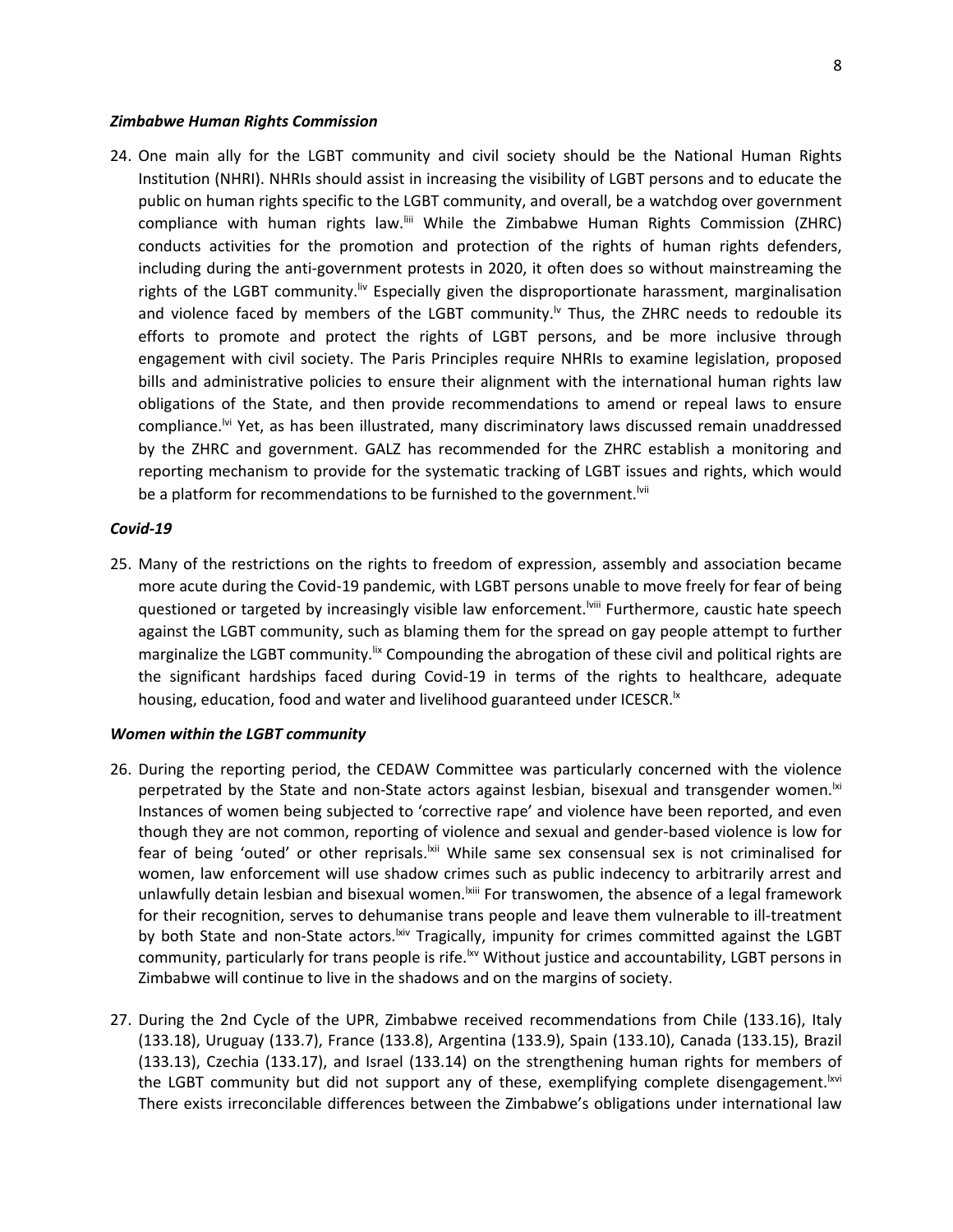### *Zimbabwe Human Rights Commission*

24. One main ally for the LGBT community and civil society should be the National Human Rights Institution (NHRI). NHRIs should assist in increasing the visibility of LGBT persons and to educate the public on human rights specific to the LGBT community, and overall, be a watchdog over government compliance with human rights law.[liii] While the Zimbabwe Human Rights Commission (ZHRC) conducts activities for the promotion and protection of the rights of human rights defenders, including during the anti-government protests in 2020, it often does so without mainstreaming the rights of the LGBT community.[liv] Especially given the disproportionate harassment, marginalisation and violence faced by members of the LGBT community.[lv] Thus, the ZHRC needs to redouble its efforts to promote and protect the rights of LGBT persons, and be more inclusive through engagement with civil society. The Paris Principles require NHRIs to examine legislation, proposed bills and administrative policies to ensure their alignment with the international human rights law obligations of the State, and then provide recommendations to amend or repeal laws to ensure compliance.[lvi] Yet, as has been illustrated, many discriminatory laws discussed remain unaddressed by the ZHRC and government. GALZ has recommended for the ZHRC establish a monitoring and reporting mechanism to provide for the systematic tracking of LGBT issues and rights, which would be a platform for recommendations to be furnished to the government.[lvii]

### *Covid-19*

25. Many of the restrictions on the rights to freedom of expression, assembly and association became more acute during the Covid-19 pandemic, with LGBT persons unable to move freely for fear of being questioned or targeted by increasingly visible law enforcement.[lviii] Furthermore, caustic hate speech against the LGBT community, such as blaming them for the spread on gay people attempt to further marginalize the LGBT community.[lix] Compounding the abrogation of these civil and political rights are the significant hardships faced during Covid-19 in terms of the rights to healthcare, adequate housing, education, food and water and livelihood guaranteed under ICESCR.[lx]

### *Women within the LGBT community*

26. During the reporting period, the CEDAW Committee was particularly concerned with the violence perpetrated by the State and non-State actors against lesbian, bisexual and transgender women.[lxi] Instances of women being subjected to 'corrective rape' and violence have been reported, and even though they are not common, reporting of violence and sexual and gender-based violence is low for fear of being 'outed' or other reprisals.[lxii] While same sex consensual sex is not criminalised for women, law enforcement will use shadow crimes such as public indecency to arbitrarily arrest and unlawfully detain lesbian and bisexual women.[lxiii] For transwomen, the absence of a legal framework for their recognition, serves to dehumanise trans people and leave them vulnerable to ill-treatment by both State and non-State actors.[lxiv] Tragically, impunity for crimes committed against the LGBT community, particularly for trans people is rife.[lxv] Without justice and accountability, LGBT persons in Zimbabwe will continue to live in the shadows and on the margins of society.

27. During the 2nd Cycle of the UPR, Zimbabwe received recommendations from Chile (133.16), Italy (133.18), Uruguay (133.7), France (133.8), Argentina (133.9), Spain (133.10), Canada (133.15), Brazil (133.13), Czechia (133.17), and Israel (133.14) on the strengthening human rights for members of the LGBT community but did not support any of these, exemplifying complete disengagement.[lxvi] There exists irreconcilable differences between the Zimbabwe's obligations under international law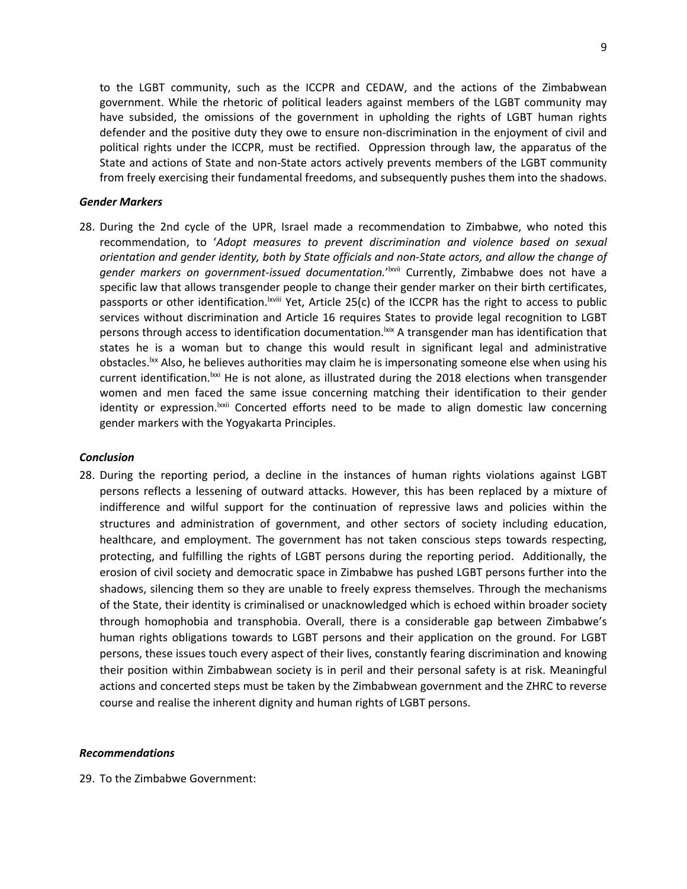to the LGBT community, such as the ICCPR and CEDAW, and the actions of the Zimbabwean government. While the rhetoric of political leaders against members of the LGBT community may have subsided, the omissions of the government in upholding the rights of LGBT human rights defender and the positive duty they owe to ensure non-discrimination in the enjoyment of civil and political rights under the ICCPR, must be rectified. Oppression through law, the apparatus of the State and actions of State and non-State actors actively prevents members of the LGBT community from freely exercising their fundamental freedoms, and subsequently pushes them into the shadows.

***Gender Markers***

28. During the 2nd cycle of the UPR, Israel made a recommendation to Zimbabwe, who noted this recommendation, to '*Adopt measures to prevent discrimination and violence based on sexual orientation and gender identity, both by State officials and non-State actors, and allow the change of gender markers on government-issued documentation.*'[lxvii] Currently, Zimbabwe does not have a specific law that allows transgender people to change their gender marker on their birth certificates, passports or other identification.[lxviii] Yet, Article 25(c) of the ICCPR has the right to access to public services without discrimination and Article 16 requires States to provide legal recognition to LGBT persons through access to identification documentation.[lxix] A transgender man has identification that states he is a woman but to change this would result in significant legal and administrative obstacles.[lxx] Also, he believes authorities may claim he is impersonating someone else when using his current identification.[lxxi] He is not alone, as illustrated during the 2018 elections when transgender women and men faced the same issue concerning matching their identification to their gender identity or expression.[lxxii] Concerted efforts need to be made to align domestic law concerning gender markers with the Yogyakarta Principles.

***Conclusion***

28. During the reporting period, a decline in the instances of human rights violations against LGBT persons reflects a lessening of outward attacks. However, this has been replaced by a mixture of indifference and wilful support for the continuation of repressive laws and policies within the structures and administration of government, and other sectors of society including education, healthcare, and employment. The government has not taken conscious steps towards respecting, protecting, and fulfilling the rights of LGBT persons during the reporting period. Additionally, the erosion of civil society and democratic space in Zimbabwe has pushed LGBT persons further into the shadows, silencing them so they are unable to freely express themselves. Through the mechanisms of the State, their identity is criminalised or unacknowledged which is echoed within broader society through homophobia and transphobia. Overall, there is a considerable gap between Zimbabwe's human rights obligations towards to LGBT persons and their application on the ground. For LGBT persons, these issues touch every aspect of their lives, constantly fearing discrimination and knowing their position within Zimbabwean society is in peril and their personal safety is at risk. Meaningful actions and concerted steps must be taken by the Zimbabwean government and the ZHRC to reverse course and realise the inherent dignity and human rights of LGBT persons.

***Recommendations***

29. To the Zimbabwe Government: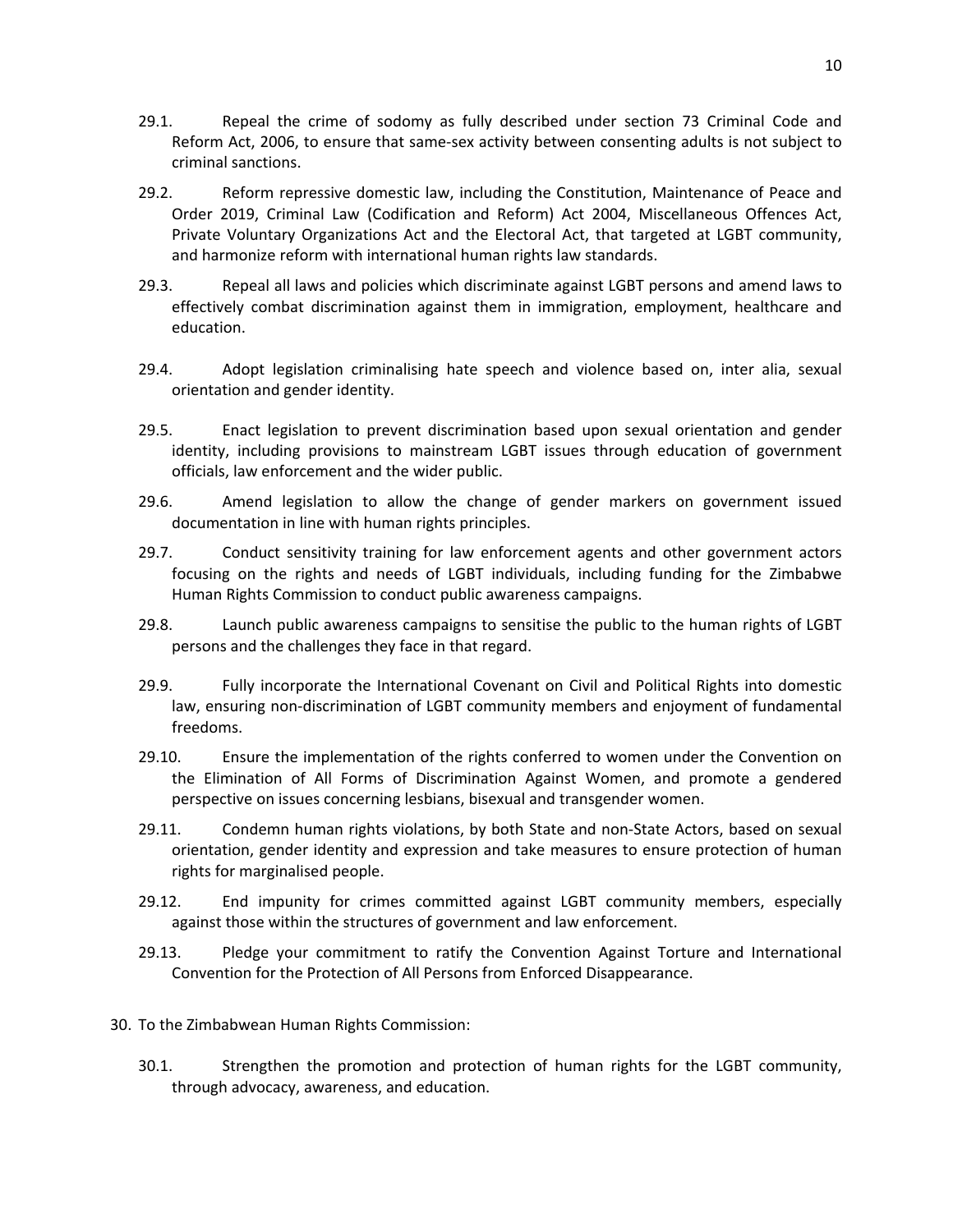29.1. Repeal the crime of sodomy as fully described under section 73 Criminal Code and Reform Act, 2006, to ensure that same-sex activity between consenting adults is not subject to criminal sanctions.

29.2. Reform repressive domestic law, including the Constitution, Maintenance of Peace and Order 2019, Criminal Law (Codification and Reform) Act 2004, Miscellaneous Offences Act, Private Voluntary Organizations Act and the Electoral Act, that targeted at LGBT community, and harmonize reform with international human rights law standards.

29.3. Repeal all laws and policies which discriminate against LGBT persons and amend laws to effectively combat discrimination against them in immigration, employment, healthcare and education.

29.4. Adopt legislation criminalising hate speech and violence based on, inter alia, sexual orientation and gender identity.

29.5. Enact legislation to prevent discrimination based upon sexual orientation and gender identity, including provisions to mainstream LGBT issues through education of government officials, law enforcement and the wider public.

29.6. Amend legislation to allow the change of gender markers on government issued documentation in line with human rights principles.

29.7. Conduct sensitivity training for law enforcement agents and other government actors focusing on the rights and needs of LGBT individuals, including funding for the Zimbabwe Human Rights Commission to conduct public awareness campaigns.

29.8. Launch public awareness campaigns to sensitise the public to the human rights of LGBT persons and the challenges they face in that regard.

29.9. Fully incorporate the International Covenant on Civil and Political Rights into domestic law, ensuring non-discrimination of LGBT community members and enjoyment of fundamental freedoms.

29.10. Ensure the implementation of the rights conferred to women under the Convention on the Elimination of All Forms of Discrimination Against Women, and promote a gendered perspective on issues concerning lesbians, bisexual and transgender women.

29.11. Condemn human rights violations, by both State and non-State Actors, based on sexual orientation, gender identity and expression and take measures to ensure protection of human rights for marginalised people.

29.12. End impunity for crimes committed against LGBT community members, especially against those within the structures of government and law enforcement.

29.13. Pledge your commitment to ratify the Convention Against Torture and International Convention for the Protection of All Persons from Enforced Disappearance.

30. To the Zimbabwean Human Rights Commission:

30.1. Strengthen the promotion and protection of human rights for the LGBT community, through advocacy, awareness, and education.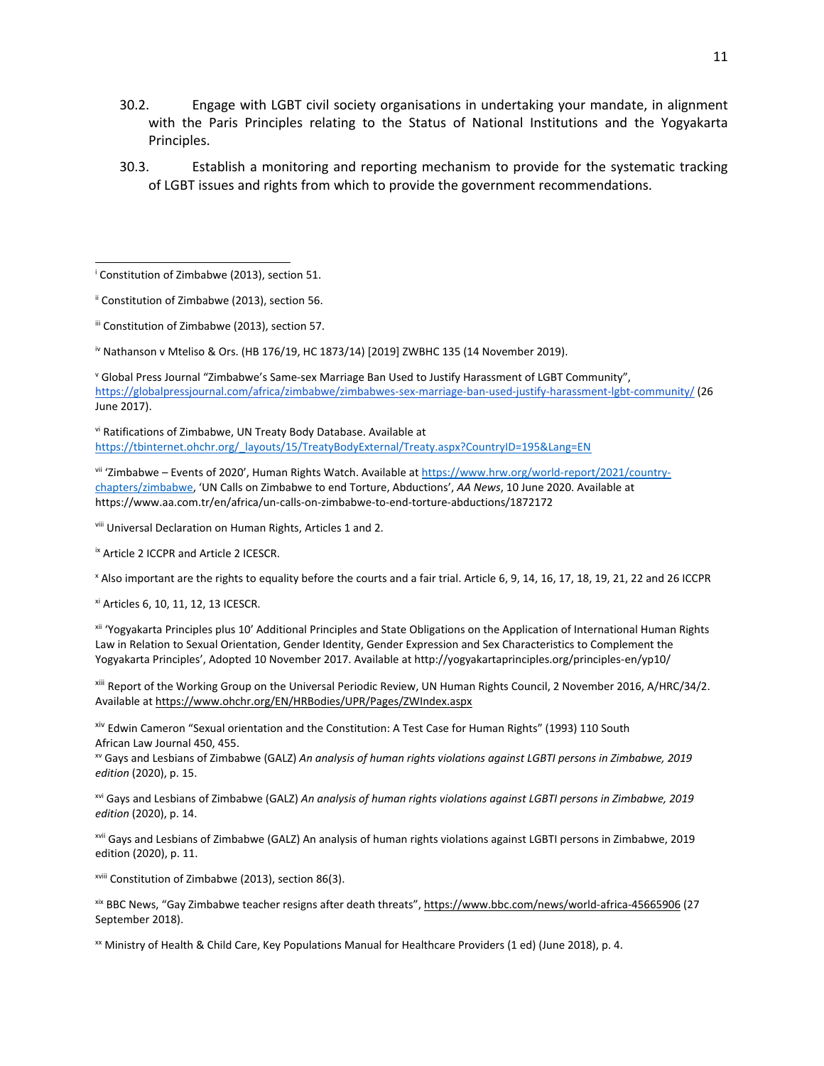30.2. Engage with LGBT civil society organisations in undertaking your mandate, in alignment with the Paris Principles relating to the Status of National Institutions and the Yogyakarta Principles.

30.3. Establish a monitoring and reporting mechanism to provide for the systematic tracking of LGBT issues and rights from which to provide the government recommendations.

---

[i] Constitution of Zimbabwe (2013), section 51.

[ii] Constitution of Zimbabwe (2013), section 56.

[iii] Constitution of Zimbabwe (2013), section 57.

[iv] Nathanson v Mteliso & Ors. (HB 176/19, HC 1873/14) [2019] ZWBHC 135 (14 November 2019).

[v] Global Press Journal "Zimbabwe's Same-sex Marriage Ban Used to Justify Harassment of LGBT Community", https://globalpressjournal.com/africa/zimbabwe/zimbabwes-sex-marriage-ban-used-justify-harassment-lgbt-community/ (26 June 2017).

[vi] Ratifications of Zimbabwe, UN Treaty Body Database. Available at https://tbinternet.ohchr.org/_layouts/15/TreatyBodyExternal/Treaty.aspx?CountryID=195&Lang=EN

[vii] 'Zimbabwe – Events of 2020', Human Rights Watch. Available at https://www.hrw.org/world-report/2021/country-chapters/zimbabwe, 'UN Calls on Zimbabwe to end Torture, Abductions', *AA News*, 10 June 2020. Available at https://www.aa.com.tr/en/africa/un-calls-on-zimbabwe-to-end-torture-abductions/1872172

[viii] Universal Declaration on Human Rights, Articles 1 and 2.

[ix] Article 2 ICCPR and Article 2 ICESCR.

[x] Also important are the rights to equality before the courts and a fair trial. Article 6, 9, 14, 16, 17, 18, 19, 21, 22 and 26 ICCPR

[xi] Articles 6, 10, 11, 12, 13 ICESCR.

[xii] 'Yogyakarta Principles plus 10' Additional Principles and State Obligations on the Application of International Human Rights Law in Relation to Sexual Orientation, Gender Identity, Gender Expression and Sex Characteristics to Complement the Yogyakarta Principles', Adopted 10 November 2017. Available at http://yogyakartaprinciples.org/principles-en/yp10/

[xiii] Report of the Working Group on the Universal Periodic Review, UN Human Rights Council, 2 November 2016, A/HRC/34/2. Available at https://www.ohchr.org/EN/HRBodies/UPR/Pages/ZWIndex.aspx

[xiv] Edwin Cameron "Sexual orientation and the Constitution: A Test Case for Human Rights" (1993) 110 South African Law Journal 450, 455.

[xv] Gays and Lesbians of Zimbabwe (GALZ) *An analysis of human rights violations against LGBTI persons in Zimbabwe, 2019 edition* (2020), p. 15.

[xvi] Gays and Lesbians of Zimbabwe (GALZ) *An analysis of human rights violations against LGBTI persons in Zimbabwe, 2019 edition* (2020), p. 14.

[xvii] Gays and Lesbians of Zimbabwe (GALZ) An analysis of human rights violations against LGBTI persons in Zimbabwe, 2019 edition (2020), p. 11.

[xviii] Constitution of Zimbabwe (2013), section 86(3).

[xix] BBC News, "Gay Zimbabwe teacher resigns after death threats", https://www.bbc.com/news/world-africa-45665906 (27 September 2018).

[xx] Ministry of Health & Child Care, Key Populations Manual for Healthcare Providers (1 ed) (June 2018), p. 4.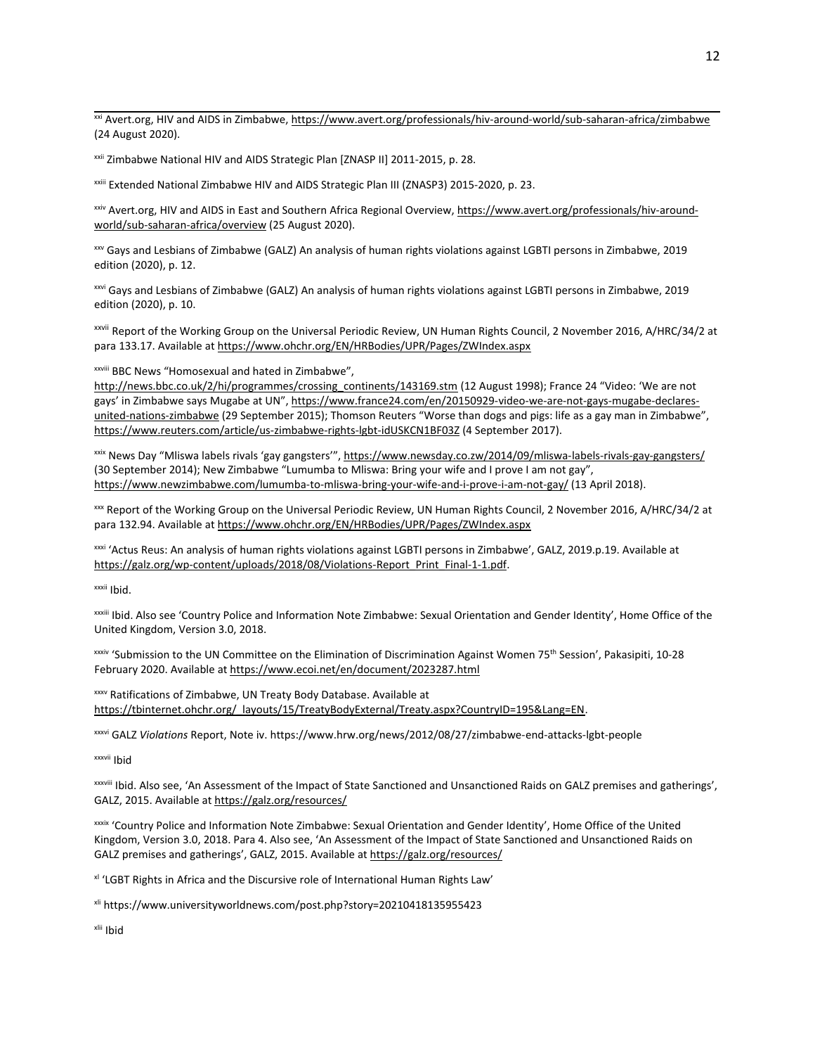[xxi] Avert.org, HIV and AIDS in Zimbabwe, https://www.avert.org/professionals/hiv-around-world/sub-saharan-africa/zimbabwe (24 August 2020).

[xxii] Zimbabwe National HIV and AIDS Strategic Plan [ZNASP II] 2011-2015, p. 28.

[xxiii] Extended National Zimbabwe HIV and AIDS Strategic Plan III (ZNASP3) 2015-2020, p. 23.

[xxiv] Avert.org, HIV and AIDS in East and Southern Africa Regional Overview, https://www.avert.org/professionals/hiv-around-world/sub-saharan-africa/overview (25 August 2020).

[xxv] Gays and Lesbians of Zimbabwe (GALZ) An analysis of human rights violations against LGBTI persons in Zimbabwe, 2019 edition (2020), p. 12.

[xxvi] Gays and Lesbians of Zimbabwe (GALZ) An analysis of human rights violations against LGBTI persons in Zimbabwe, 2019 edition (2020), p. 10.

[xxvii] Report of the Working Group on the Universal Periodic Review, UN Human Rights Council, 2 November 2016, A/HRC/34/2 at para 133.17. Available at https://www.ohchr.org/EN/HRBodies/UPR/Pages/ZWIndex.aspx

[xxviii] BBC News "Homosexual and hated in Zimbabwe", http://news.bbc.co.uk/2/hi/programmes/crossing_continents/143169.stm (12 August 1998); France 24 "Video: 'We are not gays' in Zimbabwe says Mugabe at UN", https://www.france24.com/en/20150929-video-we-are-not-gays-mugabe-declares-united-nations-zimbabwe (29 September 2015); Thomson Reuters "Worse than dogs and pigs: life as a gay man in Zimbabwe", https://www.reuters.com/article/us-zimbabwe-rights-lgbt-idUSKCN1BF03Z (4 September 2017).

[xxix] News Day "Mliswa labels rivals 'gay gangsters'", https://www.newsday.co.zw/2014/09/mliswa-labels-rivals-gay-gangsters/ (30 September 2014); New Zimbabwe "Lumumba to Mliswa: Bring your wife and I prove I am not gay", https://www.newzimbabwe.com/lumumba-to-mliswa-bring-your-wife-and-i-prove-i-am-not-gay/ (13 April 2018).

[xxx] Report of the Working Group on the Universal Periodic Review, UN Human Rights Council, 2 November 2016, A/HRC/34/2 at para 132.94. Available at https://www.ohchr.org/EN/HRBodies/UPR/Pages/ZWIndex.aspx

[xxxi] 'Actus Reus: An analysis of human rights violations against LGBTI persons in Zimbabwe', GALZ, 2019.p.19. Available at https://galz.org/wp-content/uploads/2018/08/Violations-Report_Print_Final-1-1.pdf.

[xxxii] Ibid.

[xxxiii] Ibid. Also see 'Country Police and Information Note Zimbabwe: Sexual Orientation and Gender Identity', Home Office of the United Kingdom, Version 3.0, 2018.

[xxxiv] 'Submission to the UN Committee on the Elimination of Discrimination Against Women 75th Session', Pakasipiti, 10-28 February 2020. Available at https://www.ecoi.net/en/document/2023287.html

[xxxv] Ratifications of Zimbabwe, UN Treaty Body Database. Available at https://tbinternet.ohchr.org/_layouts/15/TreatyBodyExternal/Treaty.aspx?CountryID=195&Lang=EN.

[xxxvi] GALZ *Violations* Report, Note iv. https://www.hrw.org/news/2012/08/27/zimbabwe-end-attacks-lgbt-people

[xxxvii] Ibid

[xxxviii] Ibid. Also see, 'An Assessment of the Impact of State Sanctioned and Unsanctioned Raids on GALZ premises and gatherings', GALZ, 2015. Available at https://galz.org/resources/

[xxxix] 'Country Police and Information Note Zimbabwe: Sexual Orientation and Gender Identity', Home Office of the United Kingdom, Version 3.0, 2018. Para 4. Also see, 'An Assessment of the Impact of State Sanctioned and Unsanctioned Raids on GALZ premises and gatherings', GALZ, 2015. Available at https://galz.org/resources/

[xl] 'LGBT Rights in Africa and the Discursive role of International Human Rights Law'

[xli] https://www.universityworldnews.com/post.php?story=20210418135955423

[xlii] Ibid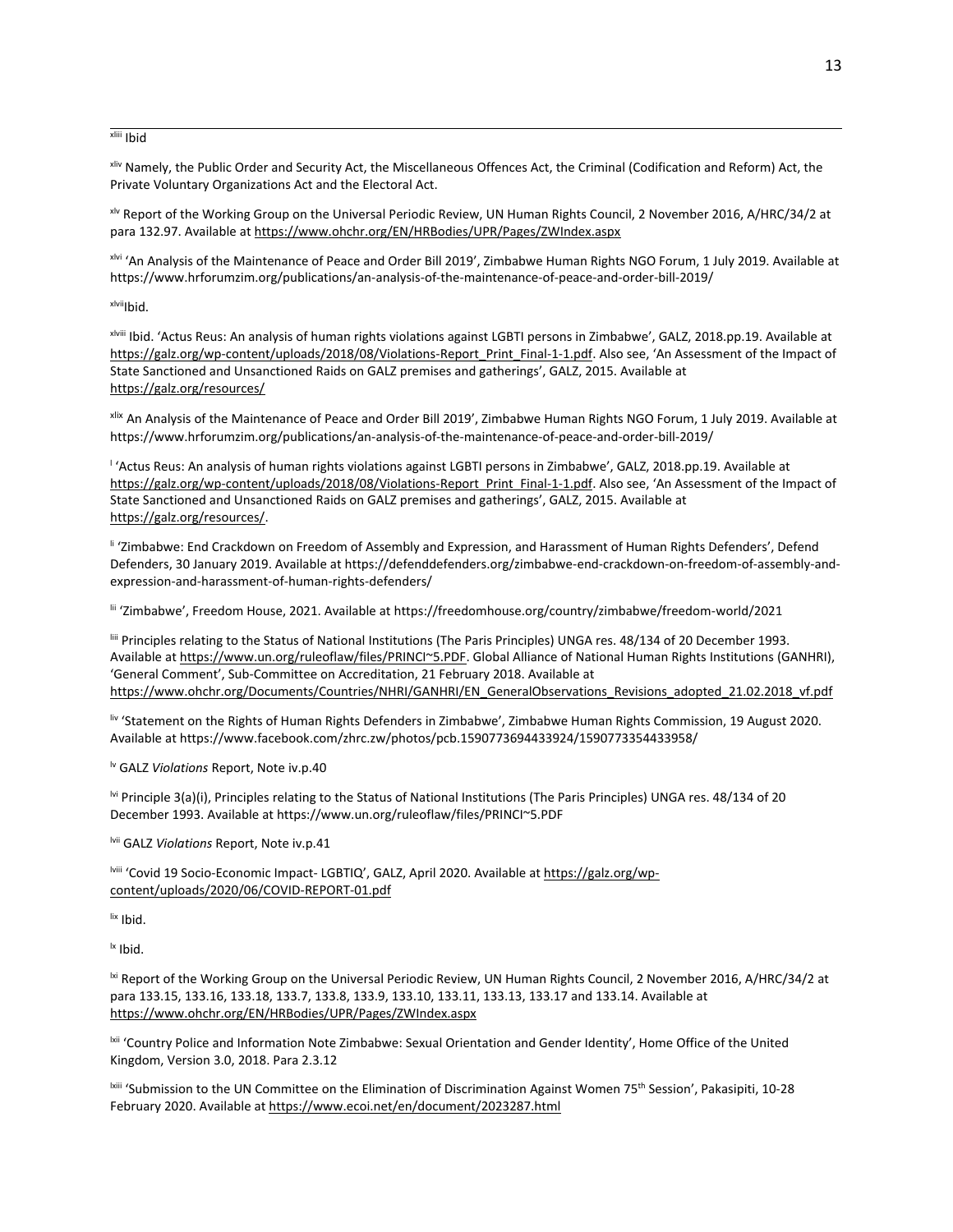[xliii] Ibid

[xliv] Namely, the Public Order and Security Act, the Miscellaneous Offences Act, the Criminal (Codification and Reform) Act, the Private Voluntary Organizations Act and the Electoral Act.

[xlv] Report of the Working Group on the Universal Periodic Review, UN Human Rights Council, 2 November 2016, A/HRC/34/2 at para 132.97. Available at https://www.ohchr.org/EN/HRBodies/UPR/Pages/ZWIndex.aspx

[xlvi] 'An Analysis of the Maintenance of Peace and Order Bill 2019', Zimbabwe Human Rights NGO Forum, 1 July 2019. Available at https://www.hrforumzim.org/publications/an-analysis-of-the-maintenance-of-peace-and-order-bill-2019/

[xlvii] Ibid.

[xlviii] Ibid. 'Actus Reus: An analysis of human rights violations against LGBTI persons in Zimbabwe', GALZ, 2018.pp.19. Available at https://galz.org/wp-content/uploads/2018/08/Violations-Report_Print_Final-1-1.pdf. Also see, 'An Assessment of the Impact of State Sanctioned and Unsanctioned Raids on GALZ premises and gatherings', GALZ, 2015. Available at https://galz.org/resources/

[xlix] An Analysis of the Maintenance of Peace and Order Bill 2019', Zimbabwe Human Rights NGO Forum, 1 July 2019. Available at https://www.hrforumzim.org/publications/an-analysis-of-the-maintenance-of-peace-and-order-bill-2019/

[l] 'Actus Reus: An analysis of human rights violations against LGBTI persons in Zimbabwe', GALZ, 2018.pp.19. Available at https://galz.org/wp-content/uploads/2018/08/Violations-Report_Print_Final-1-1.pdf. Also see, 'An Assessment of the Impact of State Sanctioned and Unsanctioned Raids on GALZ premises and gatherings', GALZ, 2015. Available at https://galz.org/resources/.

[li] 'Zimbabwe: End Crackdown on Freedom of Assembly and Expression, and Harassment of Human Rights Defenders', Defend Defenders, 30 January 2019. Available at https://defenddefenders.org/zimbabwe-end-crackdown-on-freedom-of-assembly-and-expression-and-harassment-of-human-rights-defenders/

[lii] 'Zimbabwe', Freedom House, 2021. Available at https://freedomhouse.org/country/zimbabwe/freedom-world/2021

[liii] Principles relating to the Status of National Institutions (The Paris Principles) UNGA res. 48/134 of 20 December 1993. Available at https://www.un.org/ruleoflaw/files/PRINCI~5.PDF. Global Alliance of National Human Rights Institutions (GANHRI), 'General Comment', Sub-Committee on Accreditation, 21 February 2018. Available at https://www.ohchr.org/Documents/Countries/NHRI/GANHRI/EN_GeneralObservations_Revisions_adopted_21.02.2018_vf.pdf

[liv] 'Statement on the Rights of Human Rights Defenders in Zimbabwe', Zimbabwe Human Rights Commission, 19 August 2020. Available at https://www.facebook.com/zhrc.zw/photos/pcb.1590773694433924/1590773354433958/

[lv] GALZ *Violations* Report, Note iv.p.40

[lvi] Principle 3(a)(i), Principles relating to the Status of National Institutions (The Paris Principles) UNGA res. 48/134 of 20 December 1993. Available at https://www.un.org/ruleoflaw/files/PRINCI~5.PDF

[lvii] GALZ *Violations* Report, Note iv.p.41

[lviii] 'Covid 19 Socio-Economic Impact- LGBTIQ', GALZ, April 2020. Available at https://galz.org/wp-content/uploads/2020/06/COVID-REPORT-01.pdf

[lix] Ibid.

[lx] Ibid.

[lxi] Report of the Working Group on the Universal Periodic Review, UN Human Rights Council, 2 November 2016, A/HRC/34/2 at para 133.15, 133.16, 133.18, 133.7, 133.8, 133.9, 133.10, 133.11, 133.13, 133.17 and 133.14. Available at https://www.ohchr.org/EN/HRBodies/UPR/Pages/ZWIndex.aspx

[lxii] 'Country Police and Information Note Zimbabwe: Sexual Orientation and Gender Identity', Home Office of the United Kingdom, Version 3.0, 2018. Para 2.3.12

[lxiii] 'Submission to the UN Committee on the Elimination of Discrimination Against Women 75th Session', Pakasipiti, 10-28 February 2020. Available at https://www.ecoi.net/en/document/2023287.html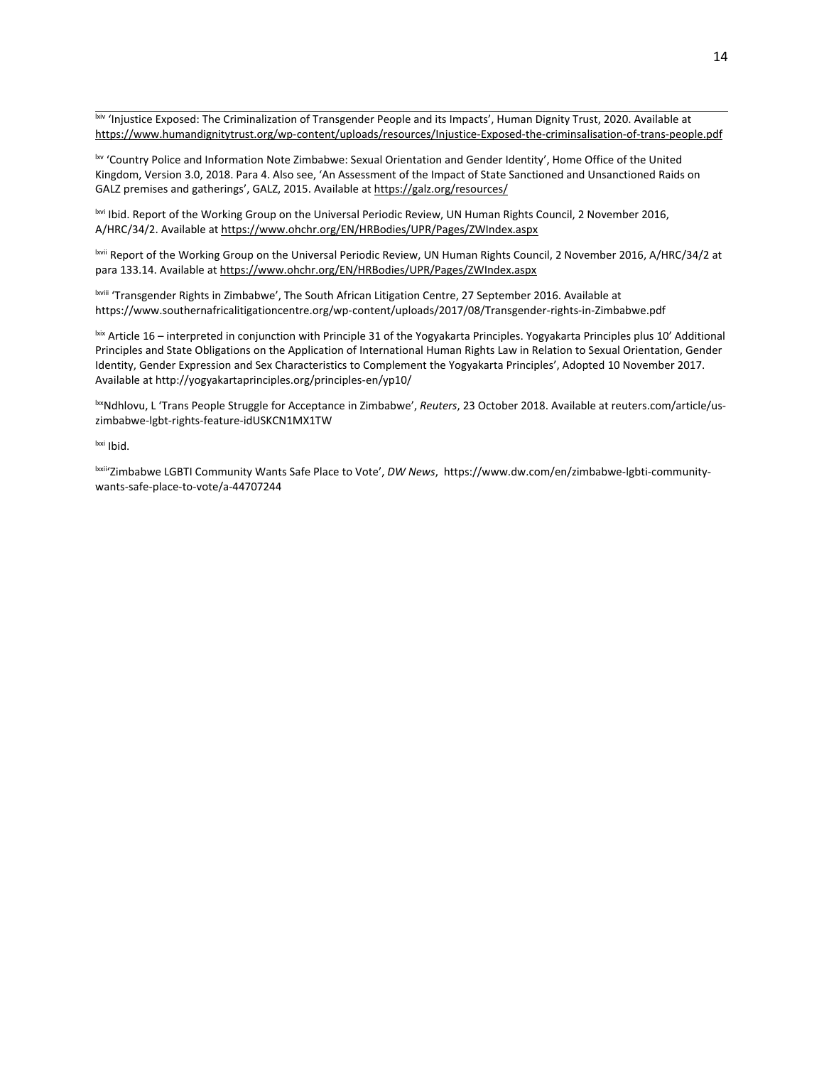[lxiv] 'Injustice Exposed: The Criminalization of Transgender People and its Impacts', Human Dignity Trust, 2020. Available at https://www.humandignitytrust.org/wp-content/uploads/resources/Injustice-Exposed-the-criminsalisation-of-trans-people.pdf

[lxv] 'Country Police and Information Note Zimbabwe: Sexual Orientation and Gender Identity', Home Office of the United Kingdom, Version 3.0, 2018. Para 4. Also see, 'An Assessment of the Impact of State Sanctioned and Unsanctioned Raids on GALZ premises and gatherings', GALZ, 2015. Available at https://galz.org/resources/

[lxvi] Ibid. Report of the Working Group on the Universal Periodic Review, UN Human Rights Council, 2 November 2016, A/HRC/34/2. Available at https://www.ohchr.org/EN/HRBodies/UPR/Pages/ZWIndex.aspx

[lxvii] Report of the Working Group on the Universal Periodic Review, UN Human Rights Council, 2 November 2016, A/HRC/34/2 at para 133.14. Available at https://www.ohchr.org/EN/HRBodies/UPR/Pages/ZWIndex.aspx

[lxviii] 'Transgender Rights in Zimbabwe', The South African Litigation Centre, 27 September 2016. Available at https://www.southernafricalitigationcentre.org/wp-content/uploads/2017/08/Transgender-rights-in-Zimbabwe.pdf

[lxix] Article 16 – interpreted in conjunction with Principle 31 of the Yogyakarta Principles. Yogyakarta Principles plus 10' Additional Principles and State Obligations on the Application of International Human Rights Law in Relation to Sexual Orientation, Gender Identity, Gender Expression and Sex Characteristics to Complement the Yogyakarta Principles', Adopted 10 November 2017. Available at http://yogyakartaprinciples.org/principles-en/yp10/

[lxx]Ndhlovu, L 'Trans People Struggle for Acceptance in Zimbabwe', *Reuters*, 23 October 2018. Available at reuters.com/article/us-zimbabwe-lgbt-rights-feature-idUSKCN1MX1TW

[lxxi] Ibid.

[lxxii]'Zimbabwe LGBTI Community Wants Safe Place to Vote', *DW News*, https://www.dw.com/en/zimbabwe-lgbti-community-wants-safe-place-to-vote/a-44707244